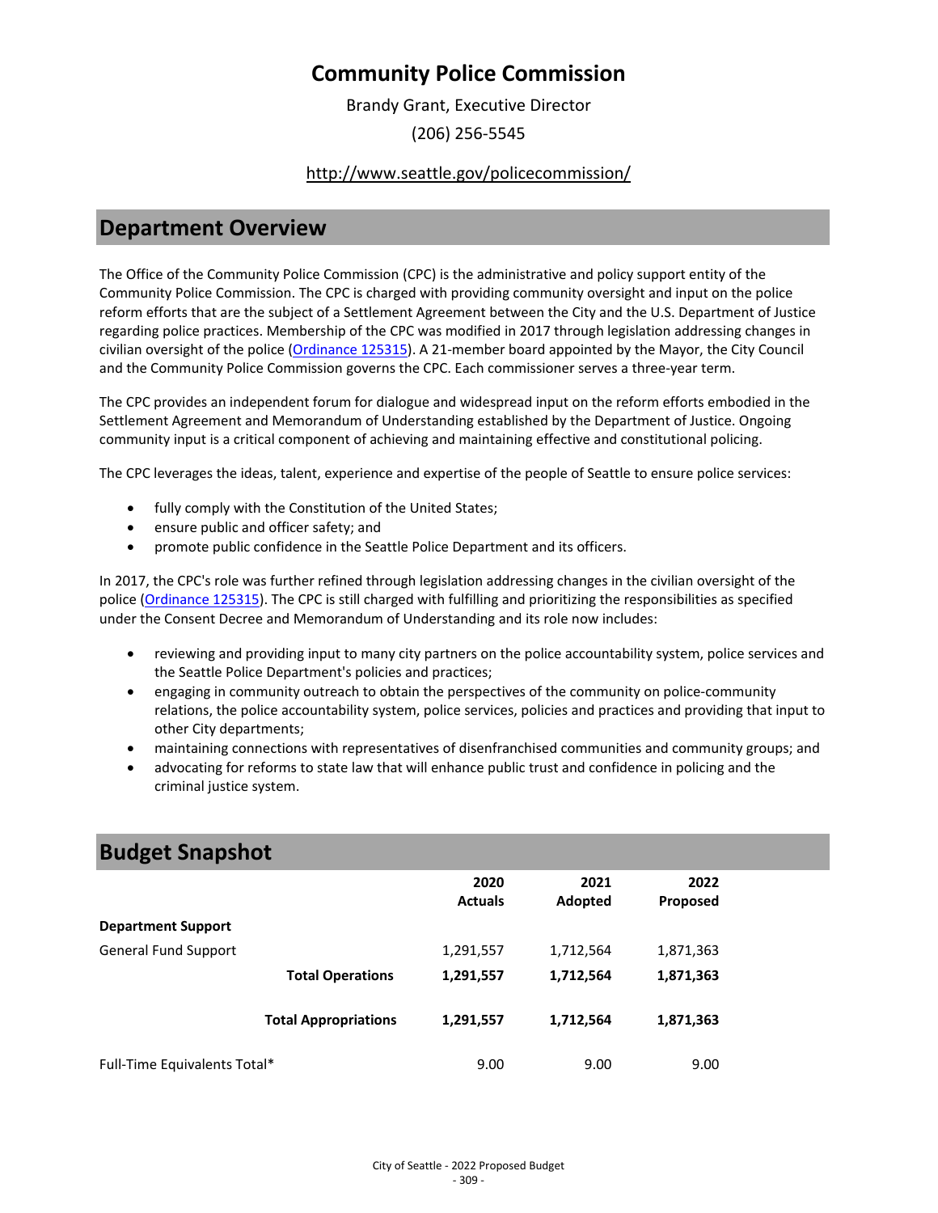# Community Police Commission

Brandy Grant, Executive Director

(206) 256-5545

http://www.seattle.gov/policecommission/

## Department Overview

The Office of the Community Police Commission (CPC) is the administrative and policy support entity of the Community Police Commission. The CPC is charged with providing community oversight and input on the police reform efforts that are the subject of a Settlement Agreement between the City and the U.S. Department of Justice regarding police practices. Membership of the CPC was modified in 2017 through legislation addressing changes in civilian oversight of the police (Ordinance 125315). A 21-member board appointed by the Mayor, the City Council and the Community Police Commission governs the CPC. Each commissioner serves a three-year term.

The CPC provides an independent forum for dialogue and widespread input on the reform efforts embodied in the Settlement Agreement and Memorandum of Understanding established by the Department of Justice. Ongoing community input is a critical component of achieving and maintaining effective and constitutional policing.

The CPC leverages the ideas, talent, experience and expertise of the people of Seattle to ensure police services:

- fully comply with the Constitution of the United States;
- ensure public and officer safety; and
- promote public confidence in the Seattle Police Department and its officers.

In 2017, the CPC's role was further refined through legislation addressing changes in the civilian oversight of the police (Ordinance 125315). The CPC is still charged with fulfilling and prioritizing the responsibilities as specified under the Consent Decree and Memorandum of Understanding and its role now includes:

- reviewing and providing input to many city partners on the police accountability system, police services and the Seattle Police Department's policies and practices;
- engaging in community outreach to obtain the perspectives of the community on police-community relations, the police accountability system, police services, policies and practices and providing that input to other City departments;
- maintaining connections with representatives of disenfranchised communities and community groups; and
- advocating for reforms to state law that will enhance public trust and confidence in policing and the criminal justice system.

## Budget Snapshot

| | 2020 Actuals | 2021 Adopted | 2022 Proposed |
|---|---|---|---|
| **Department Support** | | | |
| General Fund Support | 1,291,557 | 1,712,564 | 1,871,363 |
| **Total Operations** | **1,291,557** | **1,712,564** | **1,871,363** |
| **Total Appropriations** | **1,291,557** | **1,712,564** | **1,871,363** |
| Full-Time Equivalents Total* | 9.00 | 9.00 | 9.00 |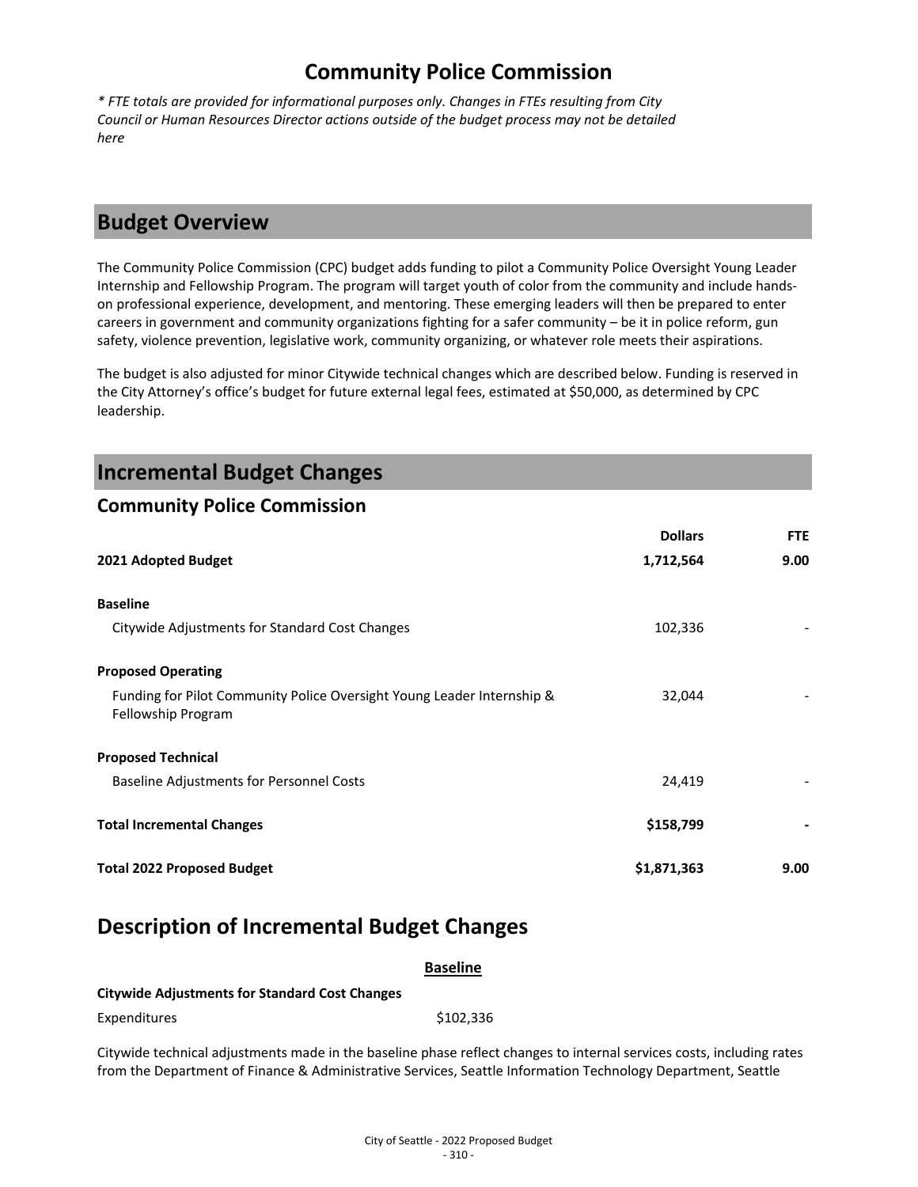# Community Police Commission

*\* FTE totals are provided for informational purposes only. Changes in FTEs resulting from City Council or Human Resources Director actions outside of the budget process may not be detailed here*

## Budget Overview

The Community Police Commission (CPC) budget adds funding to pilot a Community Police Oversight Young Leader Internship and Fellowship Program. The program will target youth of color from the community and include hands-on professional experience, development, and mentoring. These emerging leaders will then be prepared to enter careers in government and community organizations fighting for a safer community – be it in police reform, gun safety, violence prevention, legislative work, community organizing, or whatever role meets their aspirations.

The budget is also adjusted for minor Citywide technical changes which are described below. Funding is reserved in the City Attorney's office's budget for future external legal fees, estimated at $50,000, as determined by CPC leadership.

## Incremental Budget Changes

### Community Police Commission

| | Dollars | FTE |
|---|---|---|
| **2021 Adopted Budget** | **1,712,564** | **9.00** |
| **Baseline** | | |
| Citywide Adjustments for Standard Cost Changes | 102,336 | - |
| **Proposed Operating** | | |
| Funding for Pilot Community Police Oversight Young Leader Internship & Fellowship Program | 32,044 | - |
| **Proposed Technical** | | |
| Baseline Adjustments for Personnel Costs | 24,419 | - |
| **Total Incremental Changes** | **$158,799** | **-** |
| **Total 2022 Proposed Budget** | **$1,871,363** | **9.00** |

## Description of Incremental Budget Changes

**Baseline**

**Citywide Adjustments for Standard Cost Changes**

| | |
|---|---|
| Expenditures | $102,336 |

Citywide technical adjustments made in the baseline phase reflect changes to internal services costs, including rates from the Department of Finance & Administrative Services, Seattle Information Technology Department, Seattle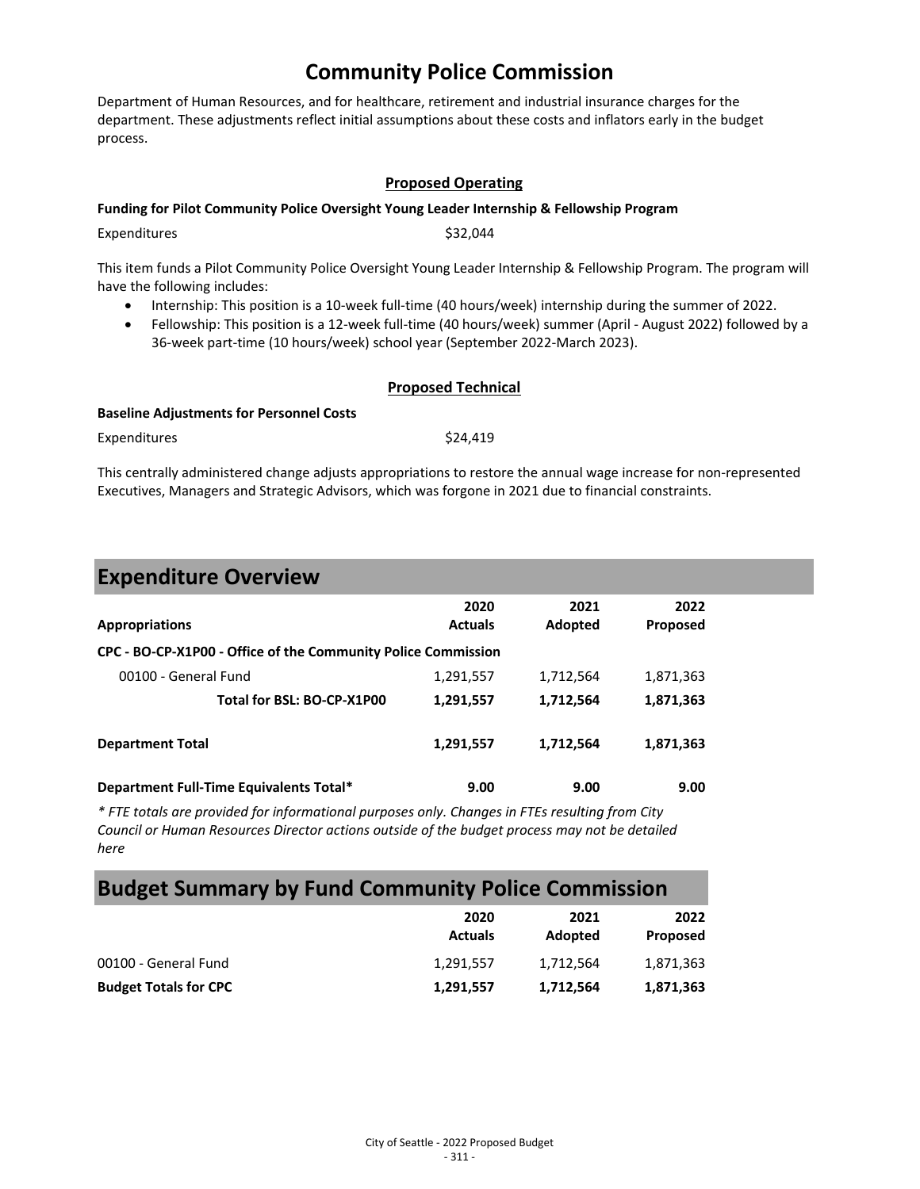# Community Police Commission

Department of Human Resources, and for healthcare, retirement and industrial insurance charges for the department. These adjustments reflect initial assumptions about these costs and inflators early in the budget process.

### Proposed Operating

**Funding for Pilot Community Police Oversight Young Leader Internship & Fellowship Program**

Expenditures $32,044

This item funds a Pilot Community Police Oversight Young Leader Internship & Fellowship Program. The program will have the following includes:

- Internship: This position is a 10-week full-time (40 hours/week) internship during the summer of 2022.
- Fellowship: This position is a 12-week full-time (40 hours/week) summer (April - August 2022) followed by a 36-week part-time (10 hours/week) school year (September 2022-March 2023).

### Proposed Technical

**Baseline Adjustments for Personnel Costs**

Expenditures $24,419

This centrally administered change adjusts appropriations to restore the annual wage increase for non-represented Executives, Managers and Strategic Advisors, which was forgone in 2021 due to financial constraints.

## Expenditure Overview

| Appropriations | 2020 Actuals | 2021 Adopted | 2022 Proposed |
|---|---|---|---|
| **CPC - BO-CP-X1P00 - Office of the Community Police Commission** | | | |
| 00100 - General Fund | 1,291,557 | 1,712,564 | 1,871,363 |
| **Total for BSL: BO-CP-X1P00** | **1,291,557** | **1,712,564** | **1,871,363** |
| **Department Total** | **1,291,557** | **1,712,564** | **1,871,363** |
| **Department Full-Time Equivalents Total*** | **9.00** | **9.00** | **9.00** |

*\* FTE totals are provided for informational purposes only. Changes in FTEs resulting from City Council or Human Resources Director actions outside of the budget process may not be detailed here*

## Budget Summary by Fund Community Police Commission

| | 2020 Actuals | 2021 Adopted | 2022 Proposed |
|---|---|---|---|
| 00100 - General Fund | 1,291,557 | 1,712,564 | 1,871,363 |
| **Budget Totals for CPC** | **1,291,557** | **1,712,564** | **1,871,363** |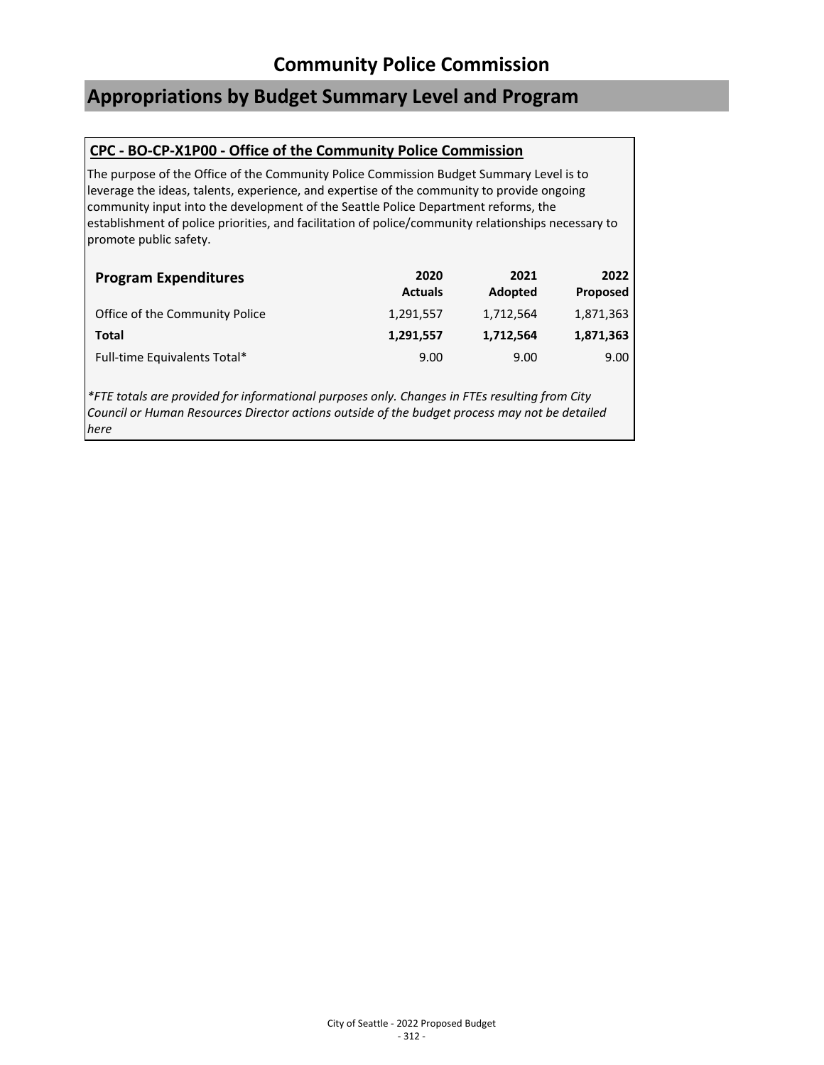# Community Police Commission

## Appropriations by Budget Summary Level and Program

### CPC - BO-CP-X1P00 - Office of the Community Police Commission

The purpose of the Office of the Community Police Commission Budget Summary Level is to leverage the ideas, talents, experience, and expertise of the community to provide ongoing community input into the development of the Seattle Police Department reforms, the establishment of police priorities, and facilitation of police/community relationships necessary to promote public safety.

| Program Expenditures | 2020 Actuals | 2021 Adopted | 2022 Proposed |
|---|---|---|---|
| Office of the Community Police | 1,291,557 | 1,712,564 | 1,871,363 |
| **Total** | **1,291,557** | **1,712,564** | **1,871,363** |
| Full-time Equivalents Total* | 9.00 | 9.00 | 9.00 |

*\*FTE totals are provided for informational purposes only. Changes in FTEs resulting from City Council or Human Resources Director actions outside of the budget process may not be detailed here*